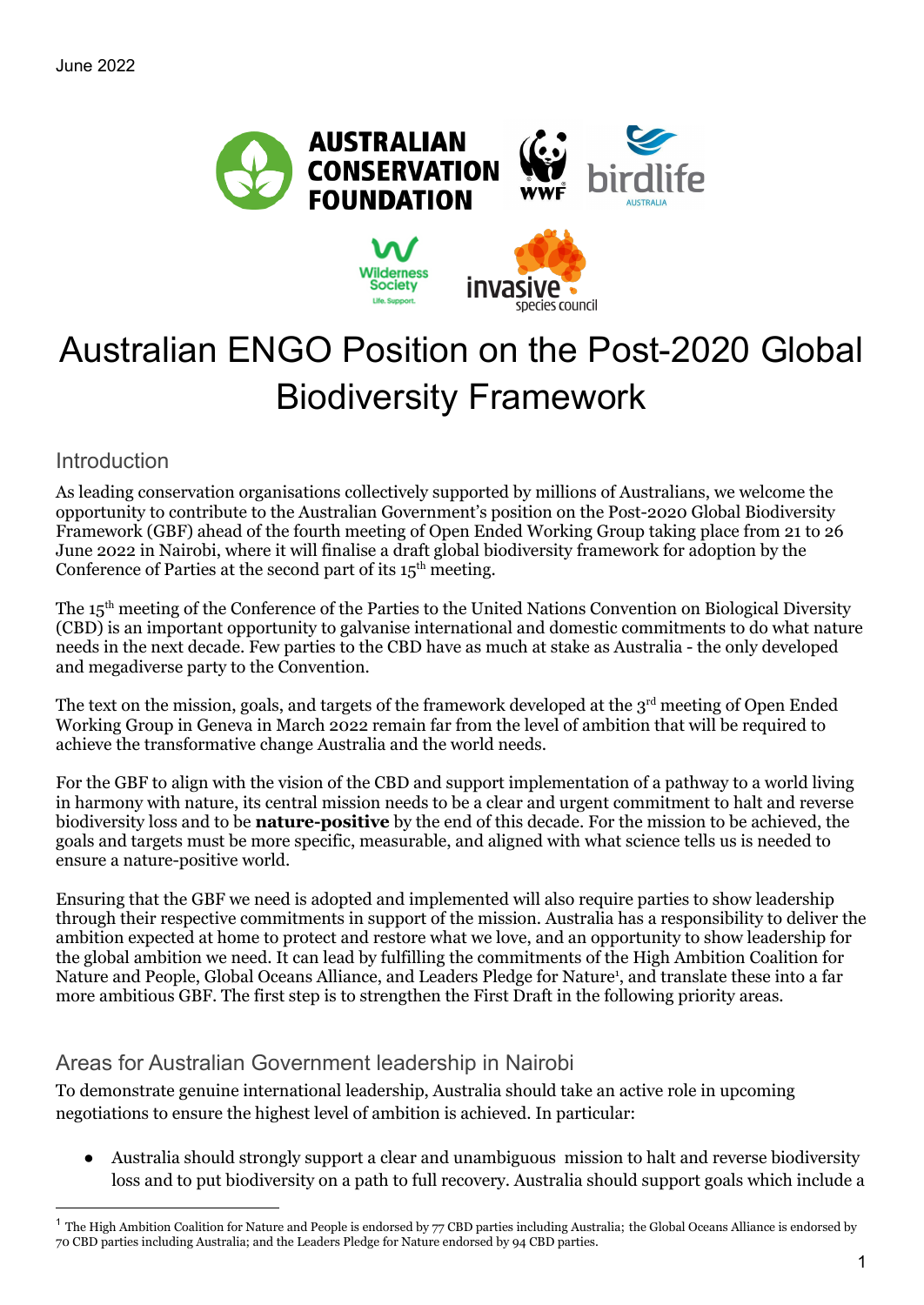June 2022

# Australian ENGO Position on the Post-2020 Global Biodiversity Framework

## Introduction

As leading conservation organisations collectively supported by millions of Australians, we welcome the opportunity to contribute to the Australian Government's position on the Post-2020 Global Biodiversity Framework (GBF) ahead of the fourth meeting of Open Ended Working Group taking place from 21 to 26 June 2022 in Nairobi, where it will finalise a draft global biodiversity framework for adoption by the Conference of Parties at the second part of its 15th meeting.

The 15th meeting of the Conference of the Parties to the United Nations Convention on Biological Diversity (CBD) is an important opportunity to galvanise international and domestic commitments to do what nature needs in the next decade. Few parties to the CBD have as much at stake as Australia - the only developed and megadiverse party to the Convention.

The text on the mission, goals, and targets of the framework developed at the 3rd meeting of Open Ended Working Group in Geneva in March 2022 remain far from the level of ambition that will be required to achieve the transformative change Australia and the world needs.

For the GBF to align with the vision of the CBD and support implementation of a pathway to a world living in harmony with nature, its central mission needs to be a clear and urgent commitment to halt and reverse biodiversity loss and to be **nature-positive** by the end of this decade. For the mission to be achieved, the goals and targets must be more specific, measurable, and aligned with what science tells us is needed to ensure a nature-positive world.

Ensuring that the GBF we need is adopted and implemented will also require parties to show leadership through their respective commitments in support of the mission. Australia has a responsibility to deliver the ambition expected at home to protect and restore what we love, and an opportunity to show leadership for the global ambition we need. It can lead by fulfilling the commitments of the High Ambition Coalition for Nature and People, Global Oceans Alliance, and Leaders Pledge for Nature[1], and translate these into a far more ambitious GBF. The first step is to strengthen the First Draft in the following priority areas.

## Areas for Australian Government leadership in Nairobi

To demonstrate genuine international leadership, Australia should take an active role in upcoming negotiations to ensure the highest level of ambition is achieved. In particular:

- Australia should strongly support a clear and unambiguous mission to halt and reverse biodiversity loss and to put biodiversity on a path to full recovery. Australia should support goals which include a

[1] The High Ambition Coalition for Nature and People is endorsed by 77 CBD parties including Australia; the Global Oceans Alliance is endorsed by 70 CBD parties including Australia; and the Leaders Pledge for Nature endorsed by 94 CBD parties.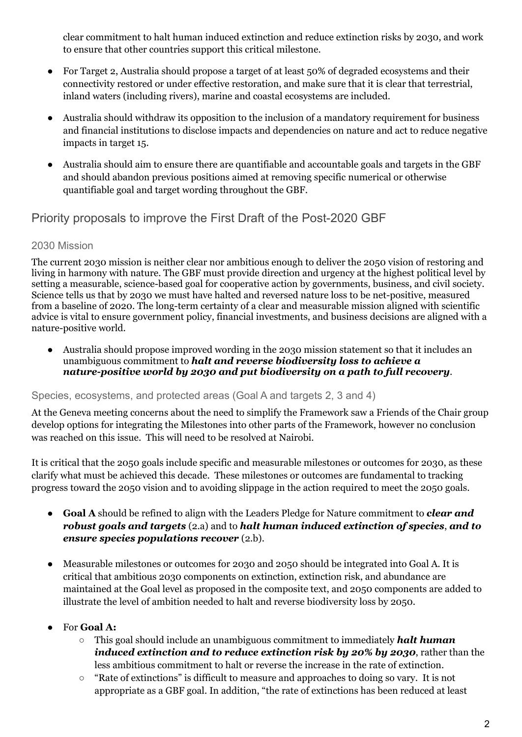clear commitment to halt human induced extinction and reduce extinction risks by 2030, and work to ensure that other countries support this critical milestone.

- For Target 2, Australia should propose a target of at least 50% of degraded ecosystems and their connectivity restored or under effective restoration, and make sure that it is clear that terrestrial, inland waters (including rivers), marine and coastal ecosystems are included.
- Australia should withdraw its opposition to the inclusion of a mandatory requirement for business and financial institutions to disclose impacts and dependencies on nature and act to reduce negative impacts in target 15.
- Australia should aim to ensure there are quantifiable and accountable goals and targets in the GBF and should abandon previous positions aimed at removing specific numerical or otherwise quantifiable goal and target wording throughout the GBF.

## Priority proposals to improve the First Draft of the Post-2020 GBF

### 2030 Mission

The current 2030 mission is neither clear nor ambitious enough to deliver the 2050 vision of restoring and living in harmony with nature. The GBF must provide direction and urgency at the highest political level by setting a measurable, science-based goal for cooperative action by governments, business, and civil society. Science tells us that by 2030 we must have halted and reversed nature loss to be net-positive, measured from a baseline of 2020. The long-term certainty of a clear and measurable mission aligned with scientific advice is vital to ensure government policy, financial investments, and business decisions are aligned with a nature-positive world.

- Australia should propose improved wording in the 2030 mission statement so that it includes an unambiguous commitment to ***halt and reverse biodiversity loss to achieve a nature-positive world by 2030 and put biodiversity on a path to full recovery***.

### Species, ecosystems, and protected areas (Goal A and targets 2, 3 and 4)

At the Geneva meeting concerns about the need to simplify the Framework saw a Friends of the Chair group develop options for integrating the Milestones into other parts of the Framework, however no conclusion was reached on this issue. This will need to be resolved at Nairobi.

It is critical that the 2050 goals include specific and measurable milestones or outcomes for 2030, as these clarify what must be achieved this decade. These milestones or outcomes are fundamental to tracking progress toward the 2050 vision and to avoiding slippage in the action required to meet the 2050 goals.

- **Goal A** should be refined to align with the Leaders Pledge for Nature commitment to ***clear and robust goals and targets*** (2.a) and to ***halt human induced extinction of species***, ***and to ensure species populations recover*** (2.b).
- Measurable milestones or outcomes for 2030 and 2050 should be integrated into Goal A. It is critical that ambitious 2030 components on extinction, extinction risk, and abundance are maintained at the Goal level as proposed in the composite text, and 2050 components are added to illustrate the level of ambition needed to halt and reverse biodiversity loss by 2050.
- For **Goal A:**
  - This goal should include an unambiguous commitment to immediately ***halt human induced extinction and to reduce extinction risk by 20% by 2030***, rather than the less ambitious commitment to halt or reverse the increase in the rate of extinction.
  - "Rate of extinctions" is difficult to measure and approaches to doing so vary. It is not appropriate as a GBF goal. In addition, "the rate of extinctions has been reduced at least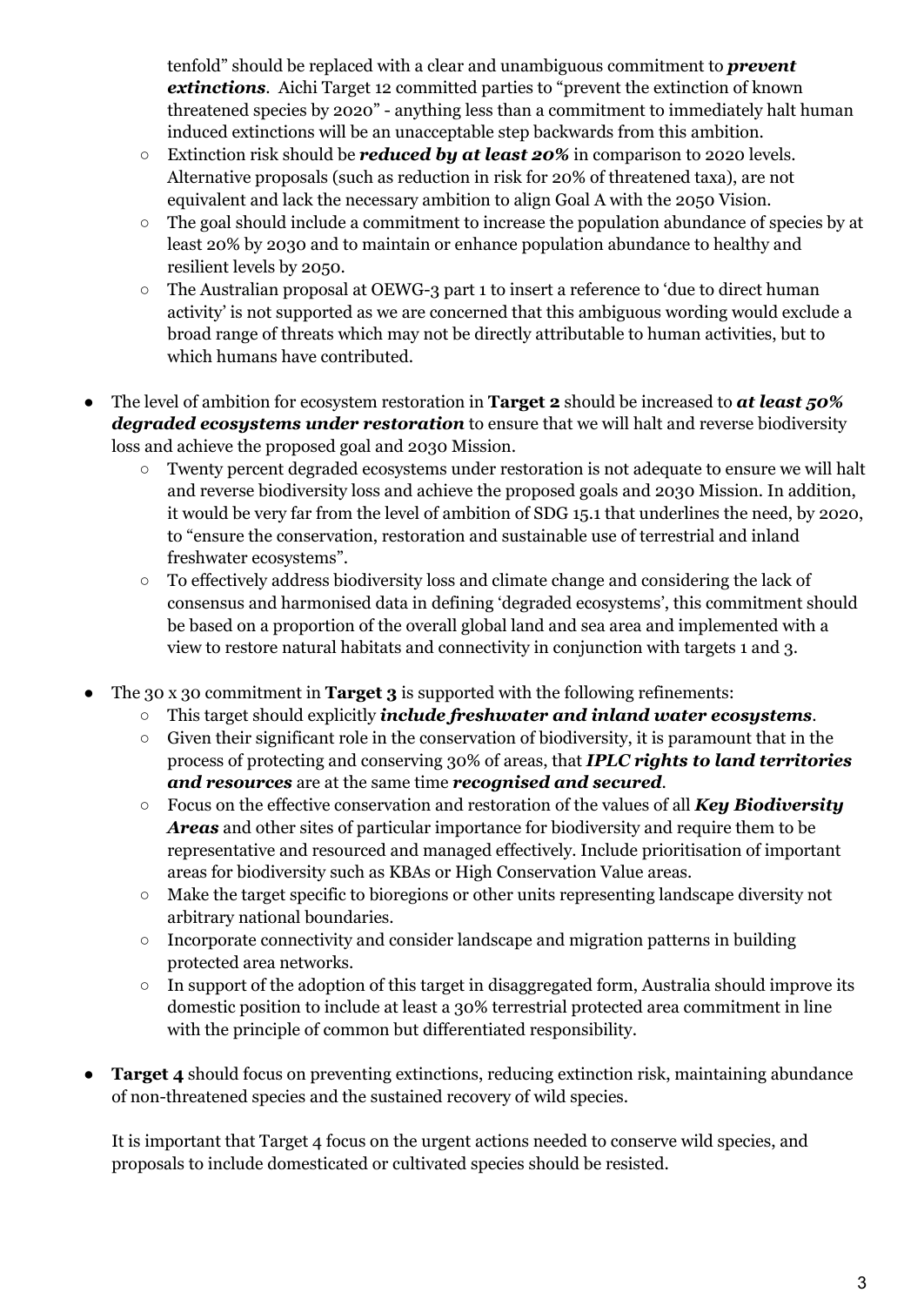tenfold" should be replaced with a clear and unambiguous commitment to ***prevent extinctions***. Aichi Target 12 committed parties to "prevent the extinction of known threatened species by 2020" - anything less than a commitment to immediately halt human induced extinctions will be an unacceptable step backwards from this ambition.
  - Extinction risk should be ***reduced by at least 20%*** in comparison to 2020 levels. Alternative proposals (such as reduction in risk for 20% of threatened taxa), are not equivalent and lack the necessary ambition to align Goal A with the 2050 Vision.
  - The goal should include a commitment to increase the population abundance of species by at least 20% by 2030 and to maintain or enhance population abundance to healthy and resilient levels by 2050.
  - The Australian proposal at OEWG-3 part 1 to insert a reference to 'due to direct human activity' is not supported as we are concerned that this ambiguous wording would exclude a broad range of threats which may not be directly attributable to human activities, but to which humans have contributed.

- The level of ambition for ecosystem restoration in **Target 2** should be increased to ***at least 50% degraded ecosystems under restoration*** to ensure that we will halt and reverse biodiversity loss and achieve the proposed goal and 2030 Mission.
  - Twenty percent degraded ecosystems under restoration is not adequate to ensure we will halt and reverse biodiversity loss and achieve the proposed goals and 2030 Mission. In addition, it would be very far from the level of ambition of SDG 15.1 that underlines the need, by 2020, to "ensure the conservation, restoration and sustainable use of terrestrial and inland freshwater ecosystems".
  - To effectively address biodiversity loss and climate change and considering the lack of consensus and harmonised data in defining 'degraded ecosystems', this commitment should be based on a proportion of the overall global land and sea area and implemented with a view to restore natural habitats and connectivity in conjunction with targets 1 and 3.

- The 30 x 30 commitment in **Target 3** is supported with the following refinements:
  - This target should explicitly ***include freshwater and inland water ecosystems***.
  - Given their significant role in the conservation of biodiversity, it is paramount that in the process of protecting and conserving 30% of areas, that ***IPLC rights to land territories and resources*** are at the same time ***recognised and secured***.
  - Focus on the effective conservation and restoration of the values of all ***Key Biodiversity Areas*** and other sites of particular importance for biodiversity and require them to be representative and resourced and managed effectively. Include prioritisation of important areas for biodiversity such as KBAs or High Conservation Value areas.
  - Make the target specific to bioregions or other units representing landscape diversity not arbitrary national boundaries.
  - Incorporate connectivity and consider landscape and migration patterns in building protected area networks.
  - In support of the adoption of this target in disaggregated form, Australia should improve its domestic position to include at least a 30% terrestrial protected area commitment in line with the principle of common but differentiated responsibility.

- **Target 4** should focus on preventing extinctions, reducing extinction risk, maintaining abundance of non-threatened species and the sustained recovery of wild species.

  It is important that Target 4 focus on the urgent actions needed to conserve wild species, and proposals to include domesticated or cultivated species should be resisted.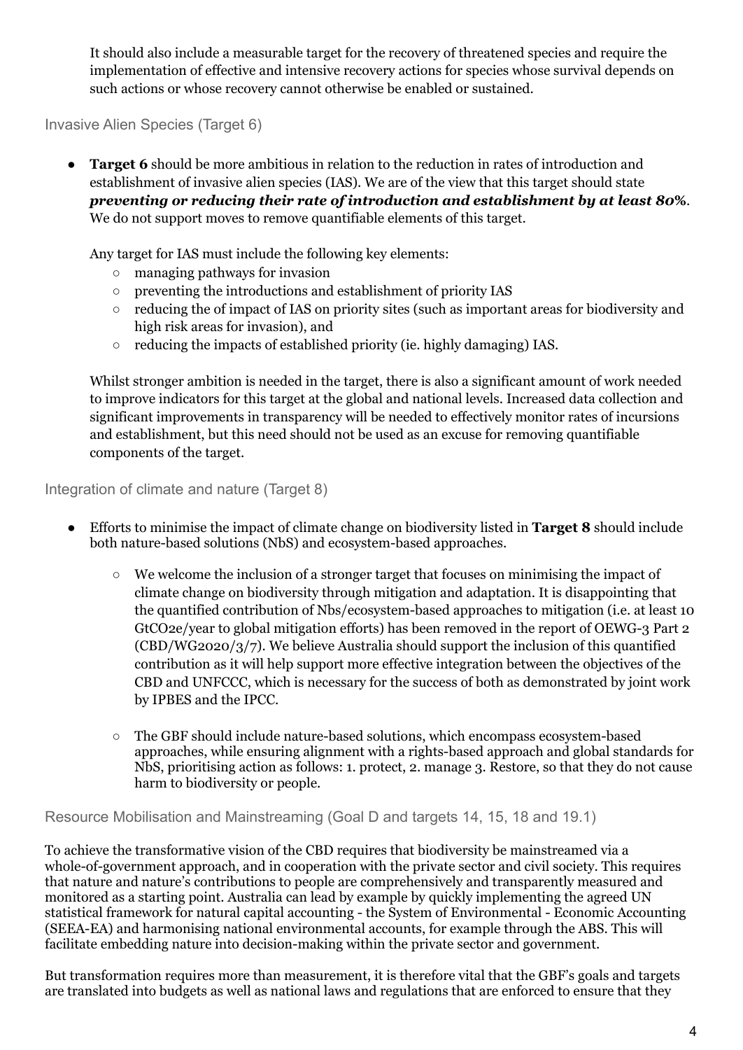It should also include a measurable target for the recovery of threatened species and require the implementation of effective and intensive recovery actions for species whose survival depends on such actions or whose recovery cannot otherwise be enabled or sustained.

### Invasive Alien Species (Target 6)

- **Target 6** should be more ambitious in relation to the reduction in rates of introduction and establishment of invasive alien species (IAS). We are of the view that this target should state ***preventing or reducing their rate of introduction and establishment by at least 80%***. We do not support moves to remove quantifiable elements of this target.

  Any target for IAS must include the following key elements:
  - managing pathways for invasion
  - preventing the introductions and establishment of priority IAS
  - reducing the of impact of IAS on priority sites (such as important areas for biodiversity and high risk areas for invasion), and
  - reducing the impacts of established priority (ie. highly damaging) IAS.

  Whilst stronger ambition is needed in the target, there is also a significant amount of work needed to improve indicators for this target at the global and national levels. Increased data collection and significant improvements in transparency will be needed to effectively monitor rates of incursions and establishment, but this need should not be used as an excuse for removing quantifiable components of the target.

### Integration of climate and nature (Target 8)

- Efforts to minimise the impact of climate change on biodiversity listed in **Target 8** should include both nature-based solutions (NbS) and ecosystem-based approaches.
  - We welcome the inclusion of a stronger target that focuses on minimising the impact of climate change on biodiversity through mitigation and adaptation. It is disappointing that the quantified contribution of Nbs/ecosystem-based approaches to mitigation (i.e. at least 10 GtCO2e/year to global mitigation efforts) has been removed in the report of OEWG-3 Part 2 (CBD/WG2020/3/7). We believe Australia should support the inclusion of this quantified contribution as it will help support more effective integration between the objectives of the CBD and UNFCCC, which is necessary for the success of both as demonstrated by joint work by IPBES and the IPCC.
  - The GBF should include nature-based solutions, which encompass ecosystem-based approaches, while ensuring alignment with a rights-based approach and global standards for NbS, prioritising action as follows: 1. protect, 2. manage 3. Restore, so that they do not cause harm to biodiversity or people.

### Resource Mobilisation and Mainstreaming (Goal D and targets 14, 15, 18 and 19.1)

To achieve the transformative vision of the CBD requires that biodiversity be mainstreamed via a whole-of-government approach, and in cooperation with the private sector and civil society. This requires that nature and nature's contributions to people are comprehensively and transparently measured and monitored as a starting point. Australia can lead by example by quickly implementing the agreed UN statistical framework for natural capital accounting - the System of Environmental - Economic Accounting (SEEA-EA) and harmonising national environmental accounts, for example through the ABS. This will facilitate embedding nature into decision-making within the private sector and government.

But transformation requires more than measurement, it is therefore vital that the GBF's goals and targets are translated into budgets as well as national laws and regulations that are enforced to ensure that they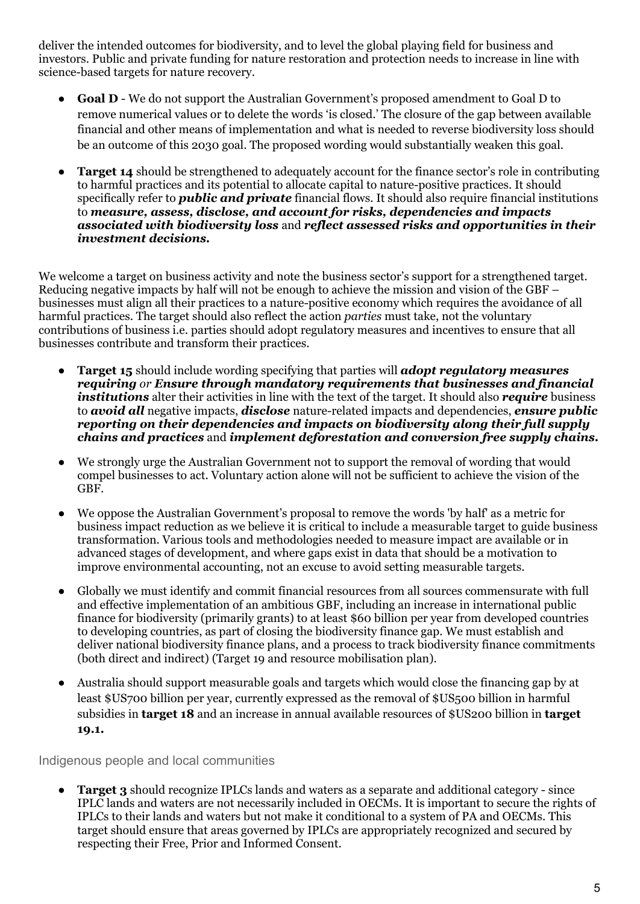deliver the intended outcomes for biodiversity, and to level the global playing field for business and investors. Public and private funding for nature restoration and protection needs to increase in line with science-based targets for nature recovery.

- **Goal D** - We do not support the Australian Government's proposed amendment to Goal D to remove numerical values or to delete the words 'is closed.' The closure of the gap between available financial and other means of implementation and what is needed to reverse biodiversity loss should be an outcome of this 2030 goal. The proposed wording would substantially weaken this goal.
- **Target 14** should be strengthened to adequately account for the finance sector's role in contributing to harmful practices and its potential to allocate capital to nature-positive practices. It should specifically refer to ***public and private*** financial flows. It should also require financial institutions to ***measure, assess, disclose, and account for risks, dependencies and impacts associated with biodiversity loss*** and ***reflect assessed risks and opportunities in their investment decisions.***

We welcome a target on business activity and note the business sector's support for a strengthened target. Reducing negative impacts by half will not be enough to achieve the mission and vision of the GBF – businesses must align all their practices to a nature-positive economy which requires the avoidance of all harmful practices. The target should also reflect the action *parties* must take, not the voluntary contributions of business i.e. parties should adopt regulatory measures and incentives to ensure that all businesses contribute and transform their practices.

- **Target 15** should include wording specifying that parties will ***adopt regulatory measures requiring*** *or* ***Ensure through mandatory requirements that businesses and financial institutions*** alter their activities in line with the text of the target. It should also ***require*** business to ***avoid all*** negative impacts, ***disclose*** nature-related impacts and dependencies, ***ensure public reporting on their dependencies and impacts on biodiversity along their full supply chains and practices*** and ***implement deforestation and conversion free supply chains.***
- We strongly urge the Australian Government not to support the removal of wording that would compel businesses to act. Voluntary action alone will not be sufficient to achieve the vision of the GBF.
- We oppose the Australian Government's proposal to remove the words 'by half' as a metric for business impact reduction as we believe it is critical to include a measurable target to guide business transformation. Various tools and methodologies needed to measure impact are available or in advanced stages of development, and where gaps exist in data that should be a motivation to improve environmental accounting, not an excuse to avoid setting measurable targets.
- Globally we must identify and commit financial resources from all sources commensurate with full and effective implementation of an ambitious GBF, including an increase in international public finance for biodiversity (primarily grants) to at least $60 billion per year from developed countries to developing countries, as part of closing the biodiversity finance gap. We must establish and deliver national biodiversity finance plans, and a process to track biodiversity finance commitments (both direct and indirect) (Target 19 and resource mobilisation plan).
- Australia should support measurable goals and targets which would close the financing gap by at least $US700 billion per year, currently expressed as the removal of $US500 billion in harmful subsidies in **target 18** and an increase in annual available resources of $US200 billion in **target 19.1.**

## Indigenous people and local communities

- **Target 3** should recognize IPLCs lands and waters as a separate and additional category - since IPLC lands and waters are not necessarily included in OECMs. It is important to secure the rights of IPLCs to their lands and waters but not make it conditional to a system of PA and OECMs. This target should ensure that areas governed by IPLCs are appropriately recognized and secured by respecting their Free, Prior and Informed Consent.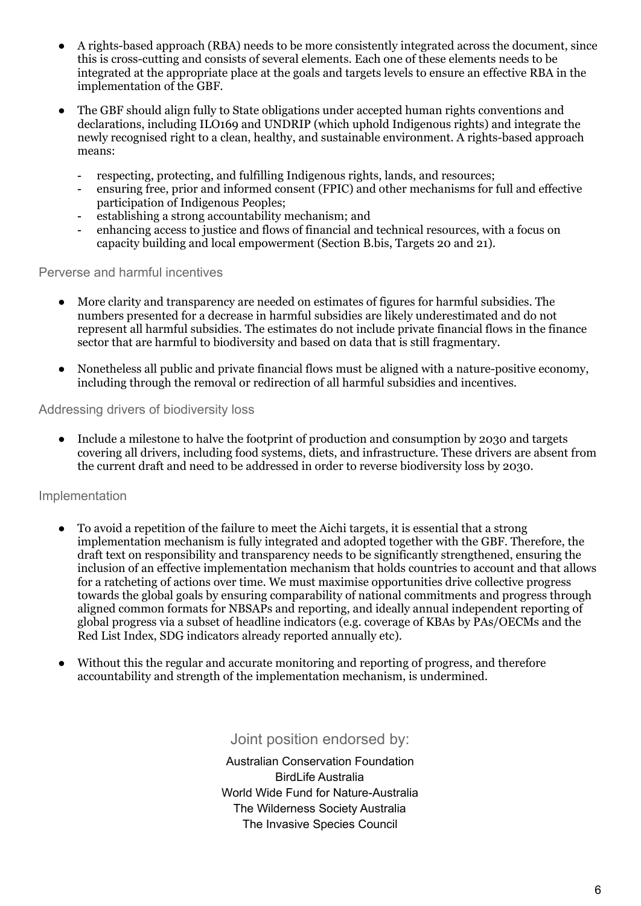- A rights-based approach (RBA) needs to be more consistently integrated across the document, since this is cross-cutting and consists of several elements. Each one of these elements needs to be integrated at the appropriate place at the goals and targets levels to ensure an effective RBA in the implementation of the GBF.

- The GBF should align fully to State obligations under accepted human rights conventions and declarations, including ILO169 and UNDRIP (which uphold Indigenous rights) and integrate the newly recognised right to a clean, healthy, and sustainable environment. A rights-based approach means:

  - respecting, protecting, and fulfilling Indigenous rights, lands, and resources;
  - ensuring free, prior and informed consent (FPIC) and other mechanisms for full and effective participation of Indigenous Peoples;
  - establishing a strong accountability mechanism; and
  - enhancing access to justice and flows of financial and technical resources, with a focus on capacity building and local empowerment (Section B.bis, Targets 20 and 21).

### Perverse and harmful incentives

- More clarity and transparency are needed on estimates of figures for harmful subsidies. The numbers presented for a decrease in harmful subsidies are likely underestimated and do not represent all harmful subsidies. The estimates do not include private financial flows in the finance sector that are harmful to biodiversity and based on data that is still fragmentary.

- Nonetheless all public and private financial flows must be aligned with a nature-positive economy, including through the removal or redirection of all harmful subsidies and incentives.

### Addressing drivers of biodiversity loss

- Include a milestone to halve the footprint of production and consumption by 2030 and targets covering all drivers, including food systems, diets, and infrastructure. These drivers are absent from the current draft and need to be addressed in order to reverse biodiversity loss by 2030.

### Implementation

- To avoid a repetition of the failure to meet the Aichi targets, it is essential that a strong implementation mechanism is fully integrated and adopted together with the GBF. Therefore, the draft text on responsibility and transparency needs to be significantly strengthened, ensuring the inclusion of an effective implementation mechanism that holds countries to account and that allows for a ratcheting of actions over time. We must maximise opportunities drive collective progress towards the global goals by ensuring comparability of national commitments and progress through aligned common formats for NBSAPs and reporting, and ideally annual independent reporting of global progress via a subset of headline indicators (e.g. coverage of KBAs by PAs/OECMs and the Red List Index, SDG indicators already reported annually etc).

- Without this the regular and accurate monitoring and reporting of progress, and therefore accountability and strength of the implementation mechanism, is undermined.

## Joint position endorsed by:

Australian Conservation Foundation
BirdLife Australia
World Wide Fund for Nature-Australia
The Wilderness Society Australia
The Invasive Species Council